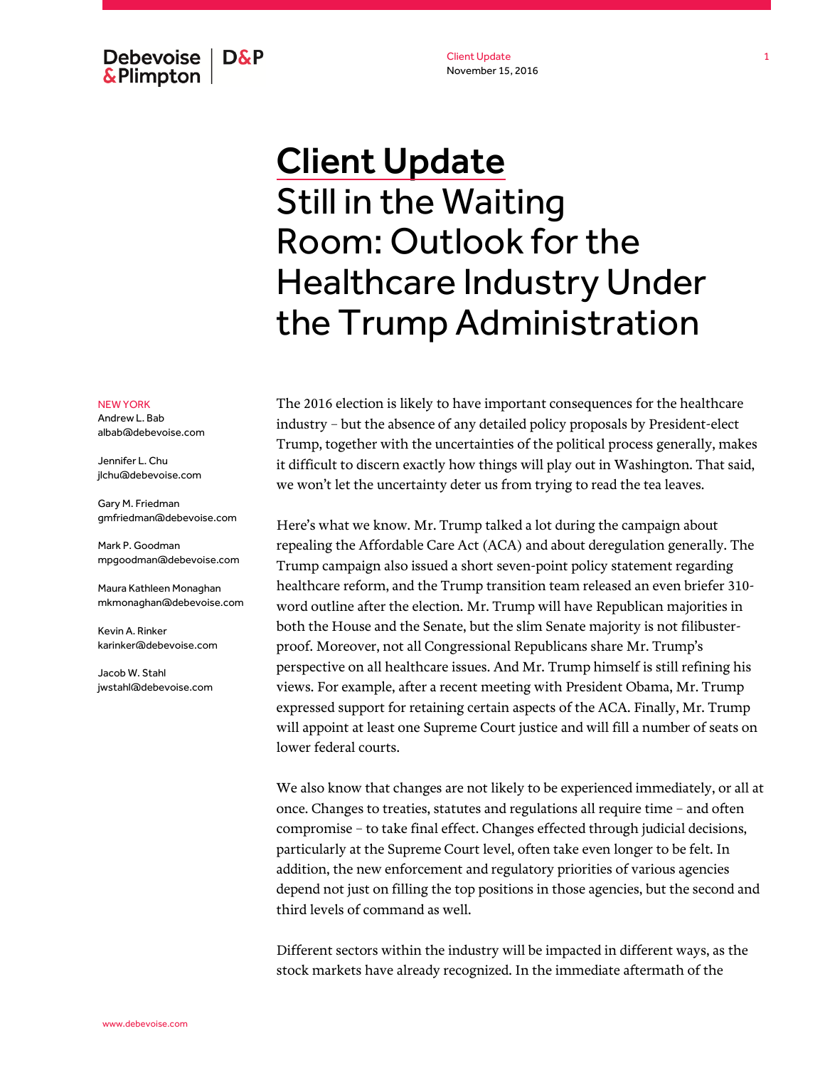Debevoise & Plimpton | D&P

Client Update
November 15, 2016

# Client Update
# Still in the Waiting Room: Outlook for the Healthcare Industry Under the Trump Administration

NEW YORK

Andrew L. Bab
albab@debevoise.com

Jennifer L. Chu
jlchu@debevoise.com

Gary M. Friedman
gmfriedman@debevoise.com

Mark P. Goodman
mpgoodman@debevoise.com

Maura Kathleen Monaghan
mkmonaghan@debevoise.com

Kevin A. Rinker
karinker@debevoise.com

Jacob W. Stahl
jwstahl@debevoise.com

The 2016 election is likely to have important consequences for the healthcare industry – but the absence of any detailed policy proposals by President-elect Trump, together with the uncertainties of the political process generally, makes it difficult to discern exactly how things will play out in Washington. That said, we won't let the uncertainty deter us from trying to read the tea leaves.

Here's what we know. Mr. Trump talked a lot during the campaign about repealing the Affordable Care Act (ACA) and about deregulation generally. The Trump campaign also issued a short seven-point policy statement regarding healthcare reform, and the Trump transition team released an even briefer 310-word outline after the election. Mr. Trump will have Republican majorities in both the House and the Senate, but the slim Senate majority is not filibuster-proof. Moreover, not all Congressional Republicans share Mr. Trump's perspective on all healthcare issues. And Mr. Trump himself is still refining his views. For example, after a recent meeting with President Obama, Mr. Trump expressed support for retaining certain aspects of the ACA. Finally, Mr. Trump will appoint at least one Supreme Court justice and will fill a number of seats on lower federal courts.

We also know that changes are not likely to be experienced immediately, or all at once. Changes to treaties, statutes and regulations all require time – and often compromise – to take final effect. Changes effected through judicial decisions, particularly at the Supreme Court level, often take even longer to be felt. In addition, the new enforcement and regulatory priorities of various agencies depend not just on filling the top positions in those agencies, but the second and third levels of command as well.

Different sectors within the industry will be impacted in different ways, as the stock markets have already recognized. In the immediate aftermath of the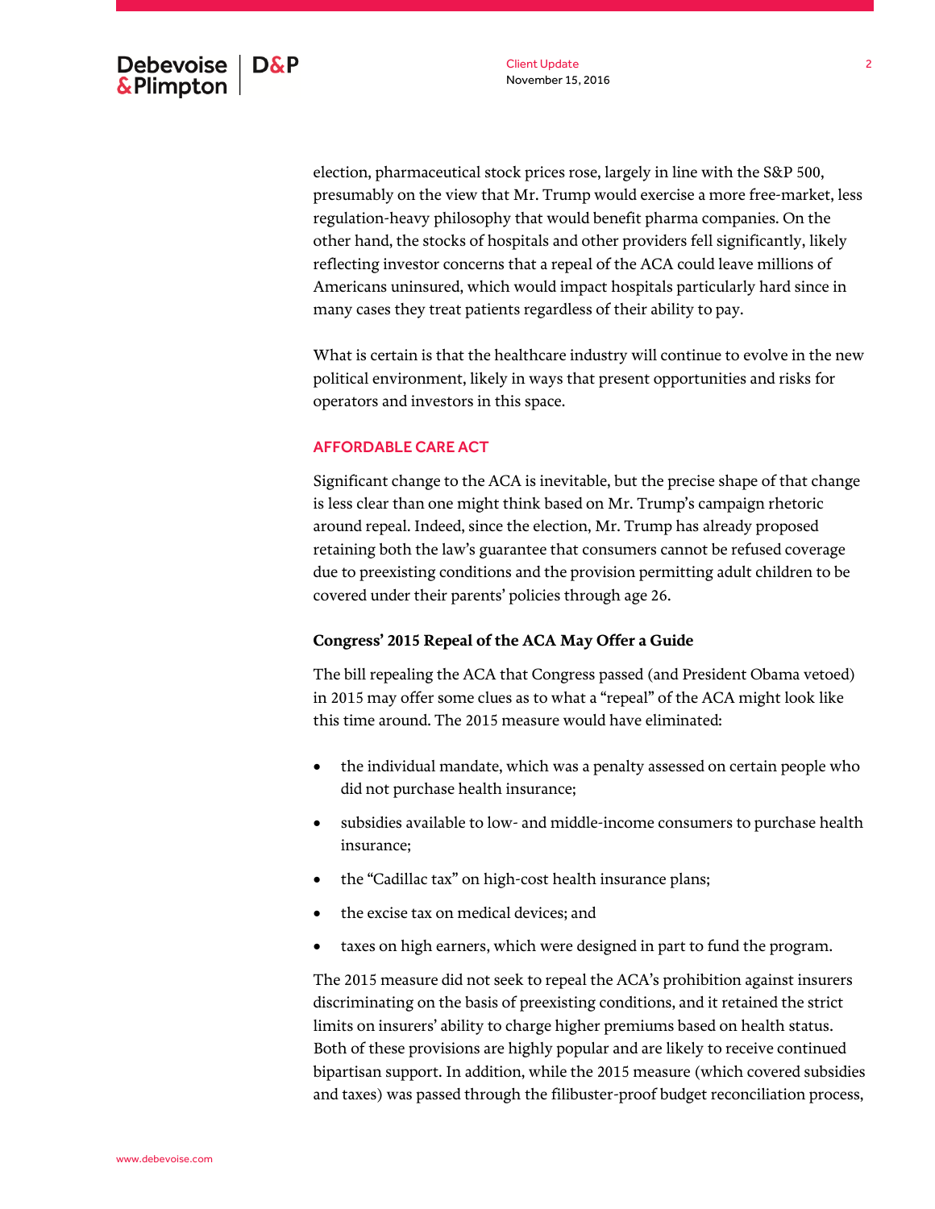election, pharmaceutical stock prices rose, largely in line with the S&P 500, presumably on the view that Mr. Trump would exercise a more free-market, less regulation-heavy philosophy that would benefit pharma companies. On the other hand, the stocks of hospitals and other providers fell significantly, likely reflecting investor concerns that a repeal of the ACA could leave millions of Americans uninsured, which would impact hospitals particularly hard since in many cases they treat patients regardless of their ability to pay.

What is certain is that the healthcare industry will continue to evolve in the new political environment, likely in ways that present opportunities and risks for operators and investors in this space.

## AFFORDABLE CARE ACT

Significant change to the ACA is inevitable, but the precise shape of that change is less clear than one might think based on Mr. Trump's campaign rhetoric around repeal. Indeed, since the election, Mr. Trump has already proposed retaining both the law's guarantee that consumers cannot be refused coverage due to preexisting conditions and the provision permitting adult children to be covered under their parents' policies through age 26.

### Congress' 2015 Repeal of the ACA May Offer a Guide

The bill repealing the ACA that Congress passed (and President Obama vetoed) in 2015 may offer some clues as to what a "repeal" of the ACA might look like this time around. The 2015 measure would have eliminated:

- the individual mandate, which was a penalty assessed on certain people who did not purchase health insurance;
- subsidies available to low- and middle-income consumers to purchase health insurance;
- the "Cadillac tax" on high-cost health insurance plans;
- the excise tax on medical devices; and
- taxes on high earners, which were designed in part to fund the program.

The 2015 measure did not seek to repeal the ACA's prohibition against insurers discriminating on the basis of preexisting conditions, and it retained the strict limits on insurers' ability to charge higher premiums based on health status. Both of these provisions are highly popular and are likely to receive continued bipartisan support. In addition, while the 2015 measure (which covered subsidies and taxes) was passed through the filibuster-proof budget reconciliation process,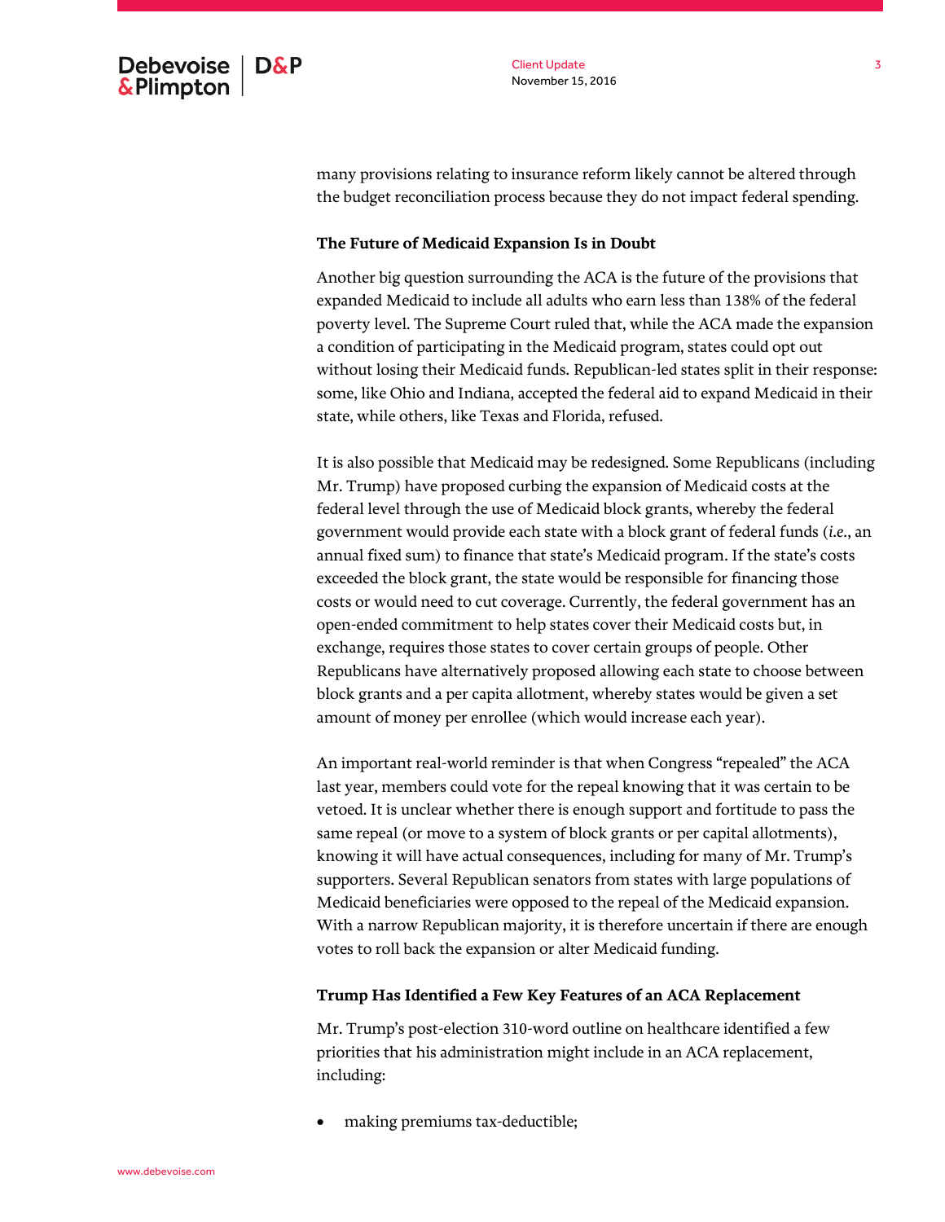many provisions relating to insurance reform likely cannot be altered through the budget reconciliation process because they do not impact federal spending.

**The Future of Medicaid Expansion Is in Doubt**

Another big question surrounding the ACA is the future of the provisions that expanded Medicaid to include all adults who earn less than 138% of the federal poverty level. The Supreme Court ruled that, while the ACA made the expansion a condition of participating in the Medicaid program, states could opt out without losing their Medicaid funds. Republican-led states split in their response: some, like Ohio and Indiana, accepted the federal aid to expand Medicaid in their state, while others, like Texas and Florida, refused.

It is also possible that Medicaid may be redesigned. Some Republicans (including Mr. Trump) have proposed curbing the expansion of Medicaid costs at the federal level through the use of Medicaid block grants, whereby the federal government would provide each state with a block grant of federal funds (*i.e.*, an annual fixed sum) to finance that state's Medicaid program. If the state's costs exceeded the block grant, the state would be responsible for financing those costs or would need to cut coverage. Currently, the federal government has an open-ended commitment to help states cover their Medicaid costs but, in exchange, requires those states to cover certain groups of people. Other Republicans have alternatively proposed allowing each state to choose between block grants and a per capita allotment, whereby states would be given a set amount of money per enrollee (which would increase each year).

An important real-world reminder is that when Congress "repealed" the ACA last year, members could vote for the repeal knowing that it was certain to be vetoed. It is unclear whether there is enough support and fortitude to pass the same repeal (or move to a system of block grants or per capital allotments), knowing it will have actual consequences, including for many of Mr. Trump's supporters. Several Republican senators from states with large populations of Medicaid beneficiaries were opposed to the repeal of the Medicaid expansion. With a narrow Republican majority, it is therefore uncertain if there are enough votes to roll back the expansion or alter Medicaid funding.

**Trump Has Identified a Few Key Features of an ACA Replacement**

Mr. Trump's post-election 310-word outline on healthcare identified a few priorities that his administration might include in an ACA replacement, including:

- making premiums tax-deductible;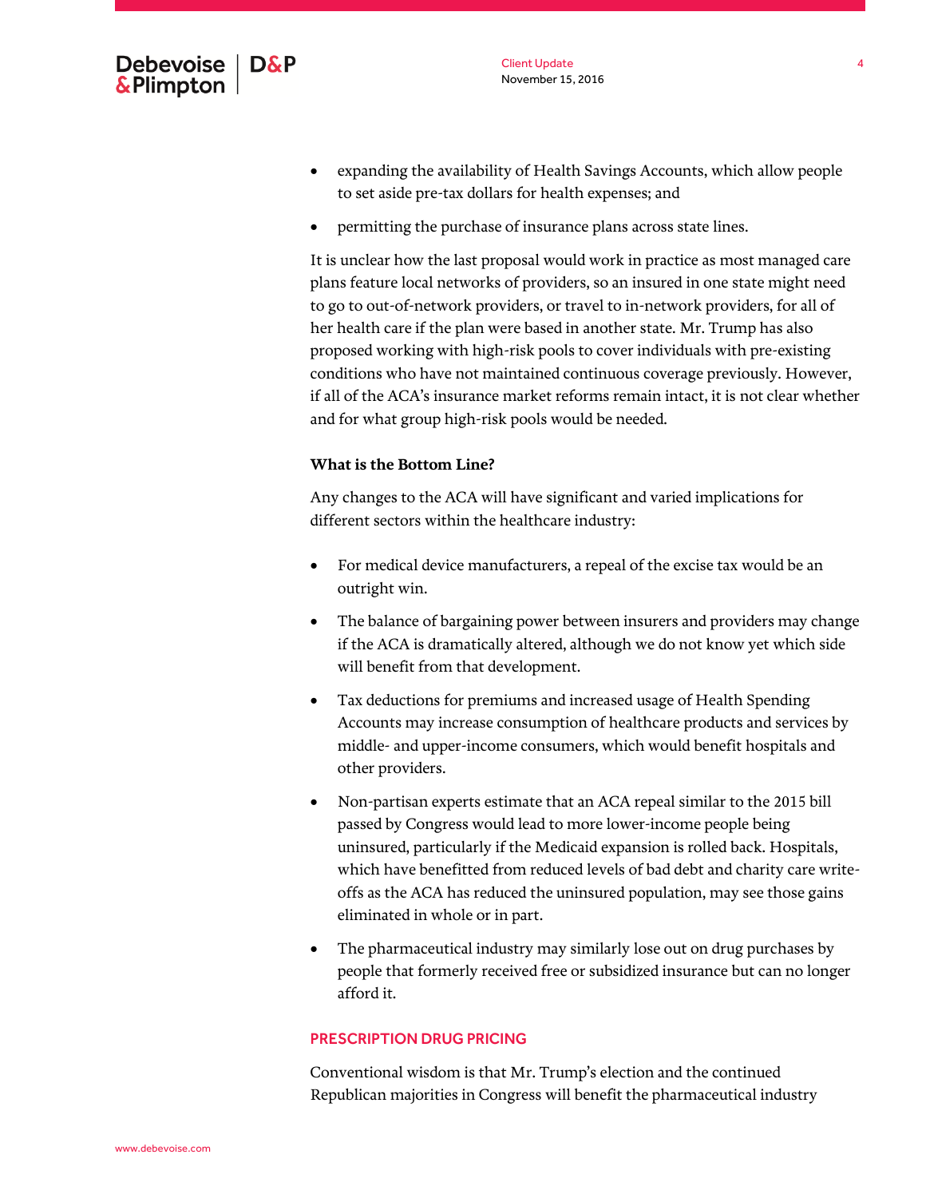- expanding the availability of Health Savings Accounts, which allow people to set aside pre-tax dollars for health expenses; and
- permitting the purchase of insurance plans across state lines.

It is unclear how the last proposal would work in practice as most managed care plans feature local networks of providers, so an insured in one state might need to go to out-of-network providers, or travel to in-network providers, for all of her health care if the plan were based in another state. Mr. Trump has also proposed working with high-risk pools to cover individuals with pre-existing conditions who have not maintained continuous coverage previously. However, if all of the ACA's insurance market reforms remain intact, it is not clear whether and for what group high-risk pools would be needed.

**What is the Bottom Line?**

Any changes to the ACA will have significant and varied implications for different sectors within the healthcare industry:

- For medical device manufacturers, a repeal of the excise tax would be an outright win.
- The balance of bargaining power between insurers and providers may change if the ACA is dramatically altered, although we do not know yet which side will benefit from that development.
- Tax deductions for premiums and increased usage of Health Spending Accounts may increase consumption of healthcare products and services by middle- and upper-income consumers, which would benefit hospitals and other providers.
- Non-partisan experts estimate that an ACA repeal similar to the 2015 bill passed by Congress would lead to more lower-income people being uninsured, particularly if the Medicaid expansion is rolled back. Hospitals, which have benefitted from reduced levels of bad debt and charity care write-offs as the ACA has reduced the uninsured population, may see those gains eliminated in whole or in part.
- The pharmaceutical industry may similarly lose out on drug purchases by people that formerly received free or subsidized insurance but can no longer afford it.

## PRESCRIPTION DRUG PRICING

Conventional wisdom is that Mr. Trump's election and the continued Republican majorities in Congress will benefit the pharmaceutical industry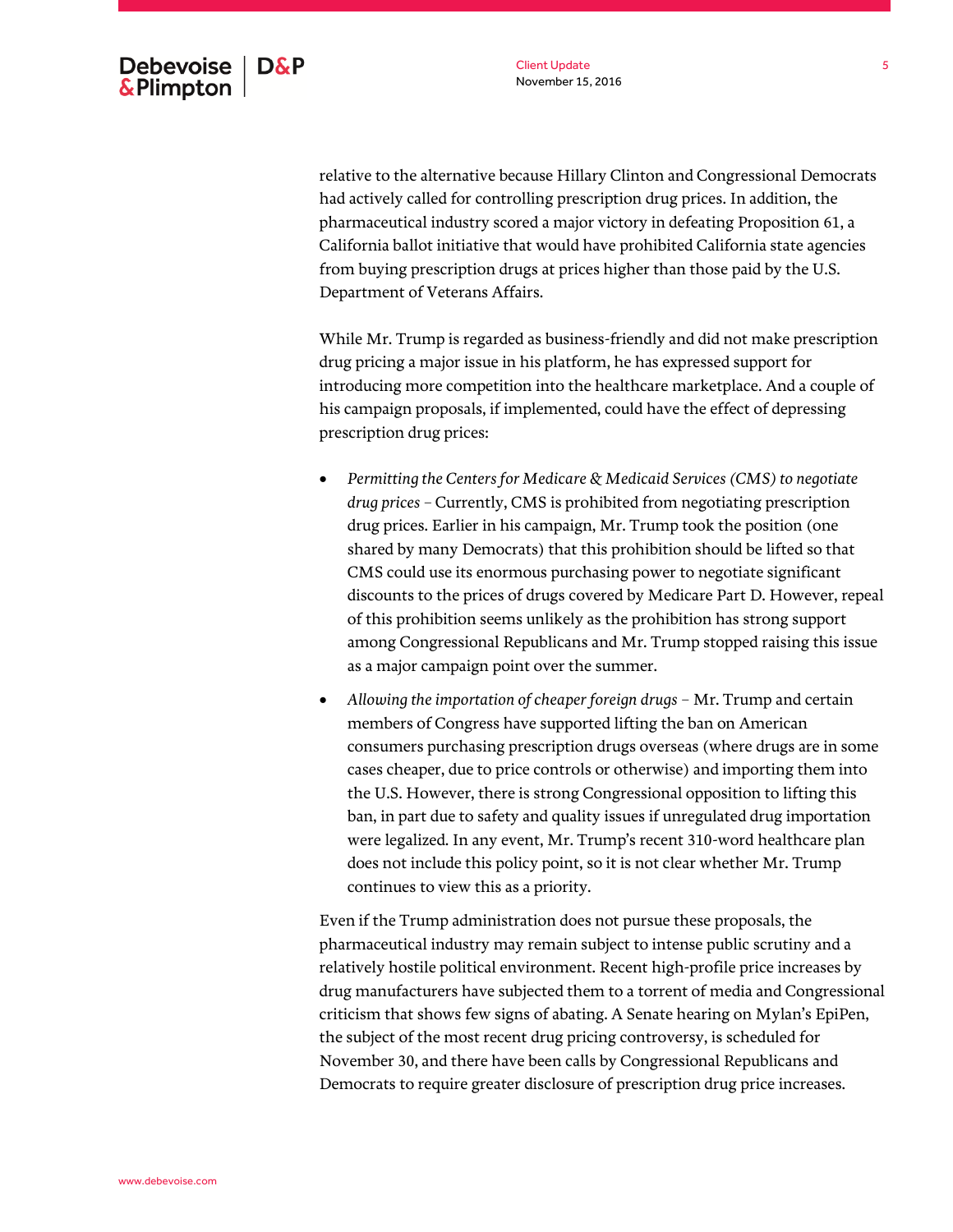relative to the alternative because Hillary Clinton and Congressional Democrats had actively called for controlling prescription drug prices. In addition, the pharmaceutical industry scored a major victory in defeating Proposition 61, a California ballot initiative that would have prohibited California state agencies from buying prescription drugs at prices higher than those paid by the U.S. Department of Veterans Affairs.

While Mr. Trump is regarded as business-friendly and did not make prescription drug pricing a major issue in his platform, he has expressed support for introducing more competition into the healthcare marketplace. And a couple of his campaign proposals, if implemented, could have the effect of depressing prescription drug prices:

- *Permitting the Centers for Medicare & Medicaid Services (CMS) to negotiate drug prices* – Currently, CMS is prohibited from negotiating prescription drug prices. Earlier in his campaign, Mr. Trump took the position (one shared by many Democrats) that this prohibition should be lifted so that CMS could use its enormous purchasing power to negotiate significant discounts to the prices of drugs covered by Medicare Part D. However, repeal of this prohibition seems unlikely as the prohibition has strong support among Congressional Republicans and Mr. Trump stopped raising this issue as a major campaign point over the summer.
- *Allowing the importation of cheaper foreign drugs* – Mr. Trump and certain members of Congress have supported lifting the ban on American consumers purchasing prescription drugs overseas (where drugs are in some cases cheaper, due to price controls or otherwise) and importing them into the U.S. However, there is strong Congressional opposition to lifting this ban, in part due to safety and quality issues if unregulated drug importation were legalized. In any event, Mr. Trump's recent 310-word healthcare plan does not include this policy point, so it is not clear whether Mr. Trump continues to view this as a priority.

Even if the Trump administration does not pursue these proposals, the pharmaceutical industry may remain subject to intense public scrutiny and a relatively hostile political environment. Recent high-profile price increases by drug manufacturers have subjected them to a torrent of media and Congressional criticism that shows few signs of abating. A Senate hearing on Mylan's EpiPen, the subject of the most recent drug pricing controversy, is scheduled for November 30, and there have been calls by Congressional Republicans and Democrats to require greater disclosure of prescription drug price increases.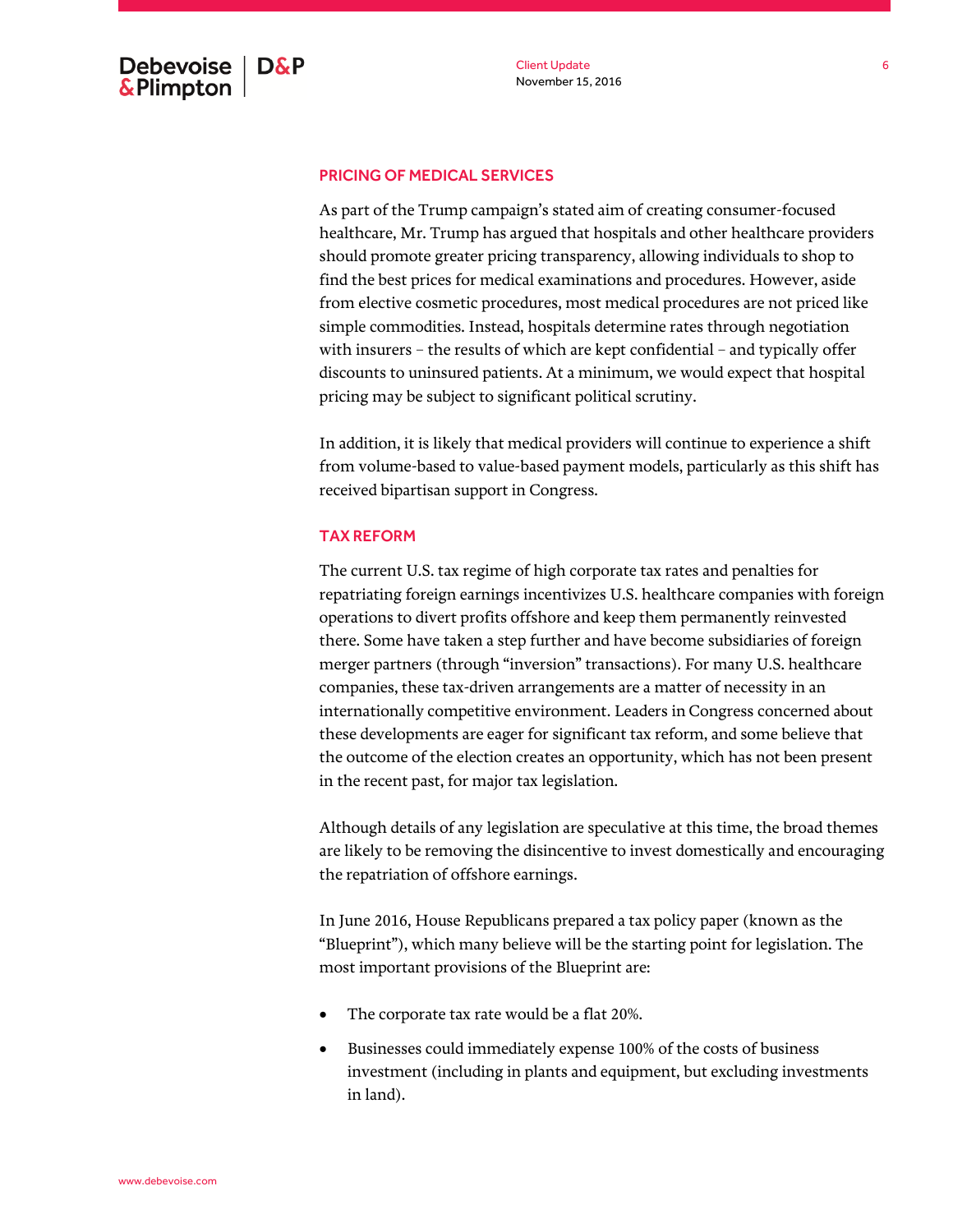## PRICING OF MEDICAL SERVICES

As part of the Trump campaign's stated aim of creating consumer-focused healthcare, Mr. Trump has argued that hospitals and other healthcare providers should promote greater pricing transparency, allowing individuals to shop to find the best prices for medical examinations and procedures. However, aside from elective cosmetic procedures, most medical procedures are not priced like simple commodities. Instead, hospitals determine rates through negotiation with insurers – the results of which are kept confidential – and typically offer discounts to uninsured patients. At a minimum, we would expect that hospital pricing may be subject to significant political scrutiny.

In addition, it is likely that medical providers will continue to experience a shift from volume-based to value-based payment models, particularly as this shift has received bipartisan support in Congress.

## TAX REFORM

The current U.S. tax regime of high corporate tax rates and penalties for repatriating foreign earnings incentivizes U.S. healthcare companies with foreign operations to divert profits offshore and keep them permanently reinvested there. Some have taken a step further and have become subsidiaries of foreign merger partners (through "inversion" transactions). For many U.S. healthcare companies, these tax-driven arrangements are a matter of necessity in an internationally competitive environment. Leaders in Congress concerned about these developments are eager for significant tax reform, and some believe that the outcome of the election creates an opportunity, which has not been present in the recent past, for major tax legislation.

Although details of any legislation are speculative at this time, the broad themes are likely to be removing the disincentive to invest domestically and encouraging the repatriation of offshore earnings.

In June 2016, House Republicans prepared a tax policy paper (known as the "Blueprint"), which many believe will be the starting point for legislation. The most important provisions of the Blueprint are:

- The corporate tax rate would be a flat 20%.
- Businesses could immediately expense 100% of the costs of business investment (including in plants and equipment, but excluding investments in land).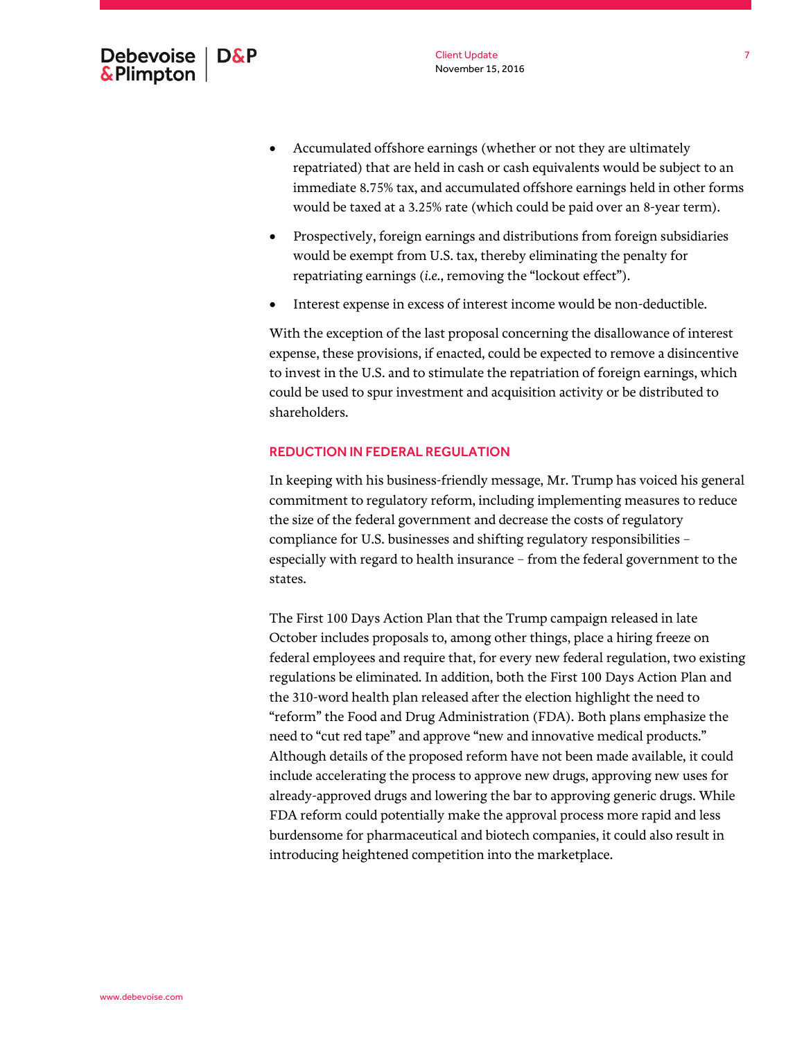- Accumulated offshore earnings (whether or not they are ultimately repatriated) that are held in cash or cash equivalents would be subject to an immediate 8.75% tax, and accumulated offshore earnings held in other forms would be taxed at a 3.25% rate (which could be paid over an 8-year term).

- Prospectively, foreign earnings and distributions from foreign subsidiaries would be exempt from U.S. tax, thereby eliminating the penalty for repatriating earnings (*i.e.*, removing the "lockout effect").

- Interest expense in excess of interest income would be non-deductible.

With the exception of the last proposal concerning the disallowance of interest expense, these provisions, if enacted, could be expected to remove a disincentive to invest in the U.S. and to stimulate the repatriation of foreign earnings, which could be used to spur investment and acquisition activity or be distributed to shareholders.

## REDUCTION IN FEDERAL REGULATION

In keeping with his business-friendly message, Mr. Trump has voiced his general commitment to regulatory reform, including implementing measures to reduce the size of the federal government and decrease the costs of regulatory compliance for U.S. businesses and shifting regulatory responsibilities – especially with regard to health insurance – from the federal government to the states.

The First 100 Days Action Plan that the Trump campaign released in late October includes proposals to, among other things, place a hiring freeze on federal employees and require that, for every new federal regulation, two existing regulations be eliminated. In addition, both the First 100 Days Action Plan and the 310-word health plan released after the election highlight the need to "reform" the Food and Drug Administration (FDA). Both plans emphasize the need to "cut red tape" and approve "new and innovative medical products." Although details of the proposed reform have not been made available, it could include accelerating the process to approve new drugs, approving new uses for already-approved drugs and lowering the bar to approving generic drugs. While FDA reform could potentially make the approval process more rapid and less burdensome for pharmaceutical and biotech companies, it could also result in introducing heightened competition into the marketplace.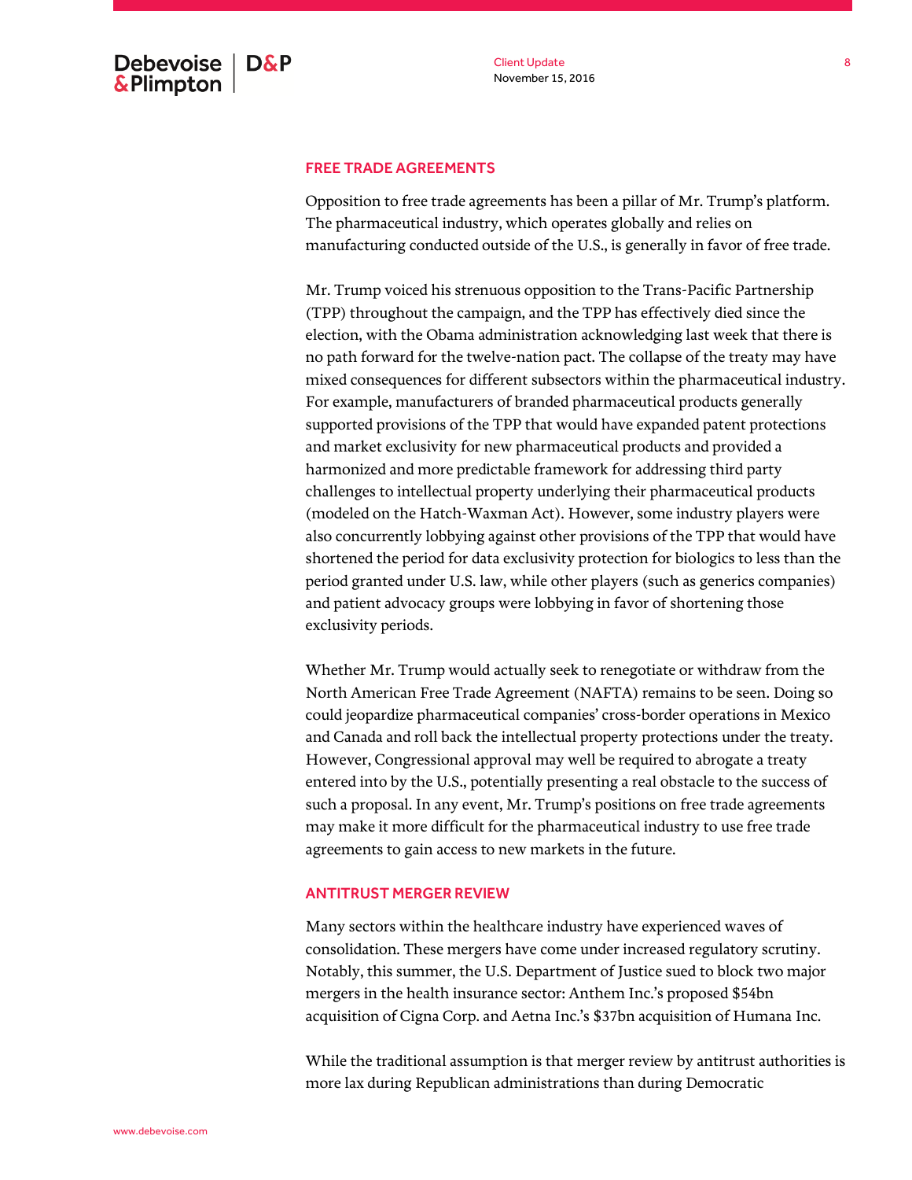## FREE TRADE AGREEMENTS

Opposition to free trade agreements has been a pillar of Mr. Trump's platform. The pharmaceutical industry, which operates globally and relies on manufacturing conducted outside of the U.S., is generally in favor of free trade.

Mr. Trump voiced his strenuous opposition to the Trans-Pacific Partnership (TPP) throughout the campaign, and the TPP has effectively died since the election, with the Obama administration acknowledging last week that there is no path forward for the twelve-nation pact. The collapse of the treaty may have mixed consequences for different subsectors within the pharmaceutical industry. For example, manufacturers of branded pharmaceutical products generally supported provisions of the TPP that would have expanded patent protections and market exclusivity for new pharmaceutical products and provided a harmonized and more predictable framework for addressing third party challenges to intellectual property underlying their pharmaceutical products (modeled on the Hatch-Waxman Act). However, some industry players were also concurrently lobbying against other provisions of the TPP that would have shortened the period for data exclusivity protection for biologics to less than the period granted under U.S. law, while other players (such as generics companies) and patient advocacy groups were lobbying in favor of shortening those exclusivity periods.

Whether Mr. Trump would actually seek to renegotiate or withdraw from the North American Free Trade Agreement (NAFTA) remains to be seen. Doing so could jeopardize pharmaceutical companies' cross-border operations in Mexico and Canada and roll back the intellectual property protections under the treaty. However, Congressional approval may well be required to abrogate a treaty entered into by the U.S., potentially presenting a real obstacle to the success of such a proposal. In any event, Mr. Trump's positions on free trade agreements may make it more difficult for the pharmaceutical industry to use free trade agreements to gain access to new markets in the future.

## ANTITRUST MERGER REVIEW

Many sectors within the healthcare industry have experienced waves of consolidation. These mergers have come under increased regulatory scrutiny. Notably, this summer, the U.S. Department of Justice sued to block two major mergers in the health insurance sector: Anthem Inc.'s proposed $54bn acquisition of Cigna Corp. and Aetna Inc.'s $37bn acquisition of Humana Inc.

While the traditional assumption is that merger review by antitrust authorities is more lax during Republican administrations than during Democratic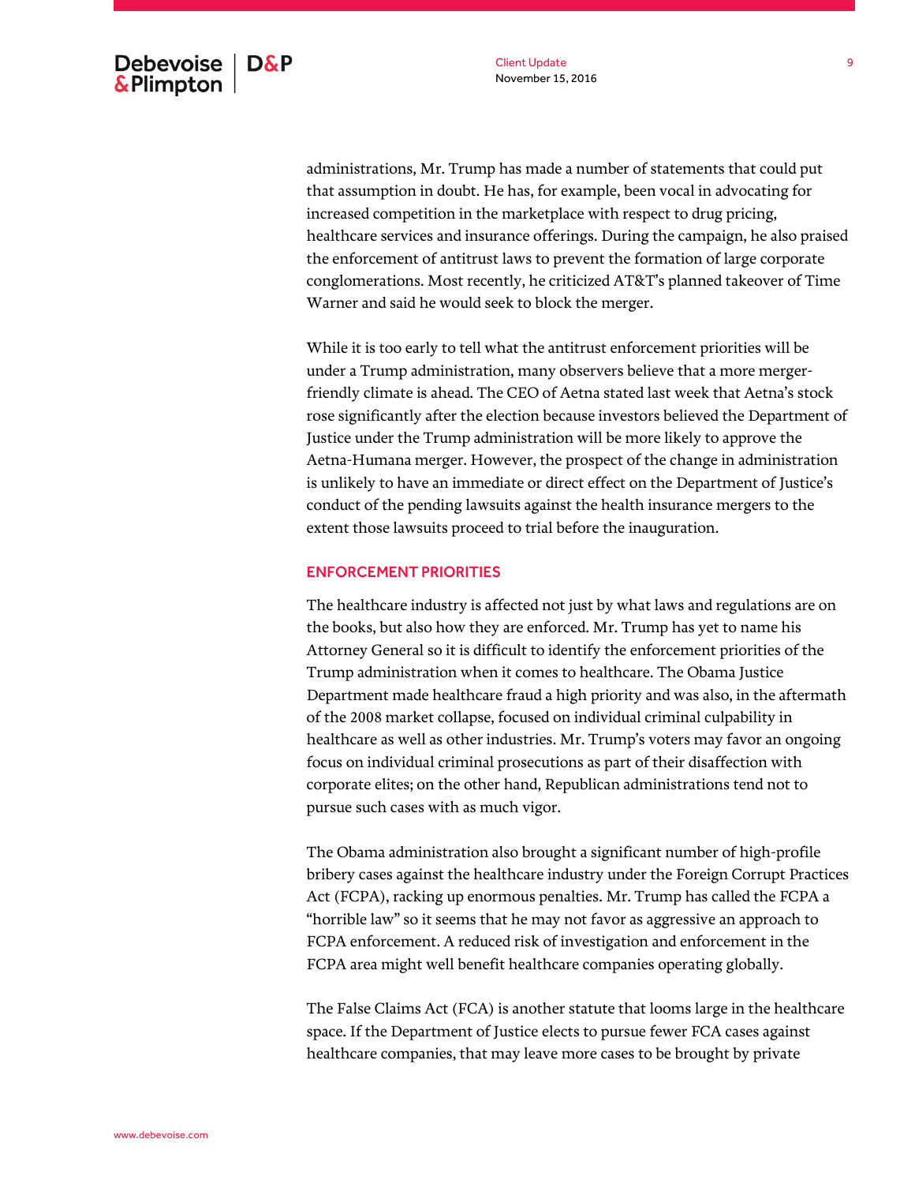administrations, Mr. Trump has made a number of statements that could put that assumption in doubt. He has, for example, been vocal in advocating for increased competition in the marketplace with respect to drug pricing, healthcare services and insurance offerings. During the campaign, he also praised the enforcement of antitrust laws to prevent the formation of large corporate conglomerations. Most recently, he criticized AT&T's planned takeover of Time Warner and said he would seek to block the merger.

While it is too early to tell what the antitrust enforcement priorities will be under a Trump administration, many observers believe that a more merger-friendly climate is ahead. The CEO of Aetna stated last week that Aetna's stock rose significantly after the election because investors believed the Department of Justice under the Trump administration will be more likely to approve the Aetna-Humana merger. However, the prospect of the change in administration is unlikely to have an immediate or direct effect on the Department of Justice's conduct of the pending lawsuits against the health insurance mergers to the extent those lawsuits proceed to trial before the inauguration.

## ENFORCEMENT PRIORITIES

The healthcare industry is affected not just by what laws and regulations are on the books, but also how they are enforced. Mr. Trump has yet to name his Attorney General so it is difficult to identify the enforcement priorities of the Trump administration when it comes to healthcare. The Obama Justice Department made healthcare fraud a high priority and was also, in the aftermath of the 2008 market collapse, focused on individual criminal culpability in healthcare as well as other industries. Mr. Trump's voters may favor an ongoing focus on individual criminal prosecutions as part of their disaffection with corporate elites; on the other hand, Republican administrations tend not to pursue such cases with as much vigor.

The Obama administration also brought a significant number of high-profile bribery cases against the healthcare industry under the Foreign Corrupt Practices Act (FCPA), racking up enormous penalties. Mr. Trump has called the FCPA a "horrible law" so it seems that he may not favor as aggressive an approach to FCPA enforcement. A reduced risk of investigation and enforcement in the FCPA area might well benefit healthcare companies operating globally.

The False Claims Act (FCA) is another statute that looms large in the healthcare space. If the Department of Justice elects to pursue fewer FCA cases against healthcare companies, that may leave more cases to be brought by private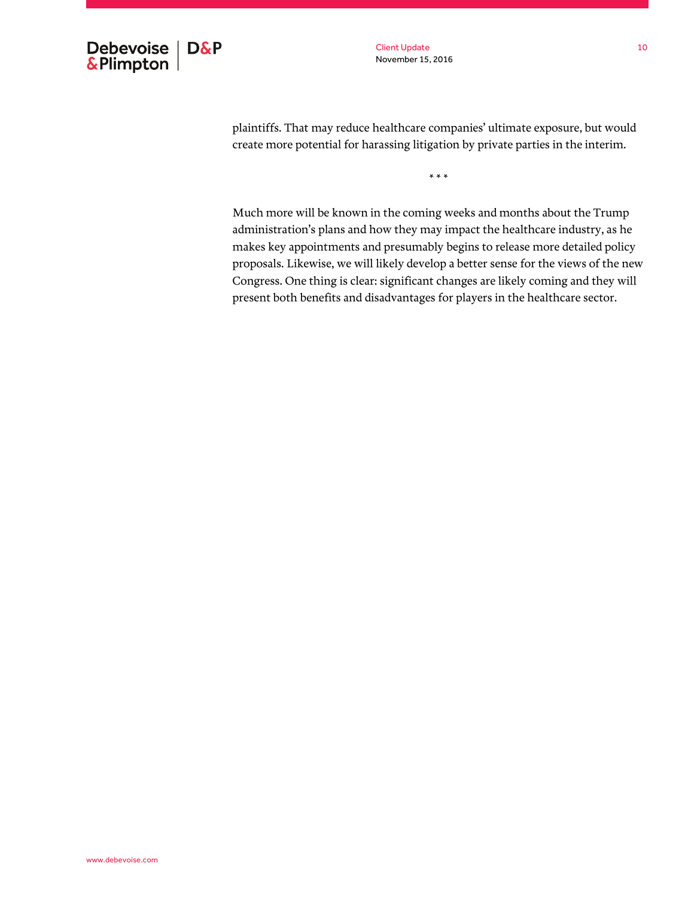plaintiffs. That may reduce healthcare companies' ultimate exposure, but would create more potential for harassing litigation by private parties in the interim.

* * *

Much more will be known in the coming weeks and months about the Trump administration's plans and how they may impact the healthcare industry, as he makes key appointments and presumably begins to release more detailed policy proposals. Likewise, we will likely develop a better sense for the views of the new Congress. One thing is clear: significant changes are likely coming and they will present both benefits and disadvantages for players in the healthcare sector.